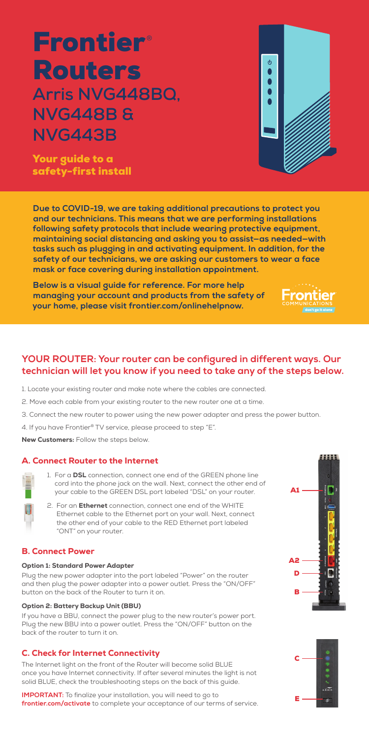# Frontier® Routers

## Arris NVG448BQ, NVG448B & NVG443B

**Your guide to a safety-first install**

**Due to COVID-19, we are taking additional precautions to protect you and our technicians. This means that we are performing installations following safety protocols that include wearing protective equipment, maintaining social distancing and asking you to assist—as needed—with tasks such as plugging in and activating equipment. In addition, for the safety of our technicians, we are asking our customers to wear a face mask or face covering during installation appointment.**

**Below is a visual guide for reference. For more help managing your account and products from the safety of your home, please visit frontier.com/onlinehelpnow.**

Frontier COMMUNICATIONS don't go it alone

## YOUR ROUTER: Your router can be configured in different ways. Our technician will let you know if you need to take any of the steps below.

1. Locate your existing router and make note where the cables are connected.
2. Move each cable from your existing router to the new router one at a time.
3. Connect the new router to power using the new power adapter and press the power button.
4. If you have Frontier® TV service, please proceed to step "E".

**New Customers:** Follow the steps below.

### A. Connect Router to the Internet

1. For a **DSL** connection, connect one end of the GREEN phone line cord into the phone jack on the wall. Next, connect the other end of your cable to the GREEN DSL port labeled "DSL" on your router.
2. For an **Ethernet** connection, connect one end of the WHITE Ethernet cable to the Ethernet port on your wall. Next, connect the other end of your cable to the RED Ethernet port labeled "ONT" on your router.

### B. Connect Power

#### Option 1: Standard Power Adapter

Plug the new power adapter into the port labeled "Power" on the router and then plug the power adapter into a power outlet. Press the "ON/OFF" button on the back of the Router to turn it on.

#### Option 2: Battery Backup Unit (BBU)

If you have a BBU, connect the power plug to the new router's power port. Plug the new BBU into a power outlet. Press the "ON/OFF" button on the back of the router to turn it on.

### C. Check for Internet Connectivity

The Internet light on the front of the Router will become solid BLUE once you have Internet connectivity. If after several minutes the light is not solid BLUE, check the troubleshooting steps on the back of this guide.

**IMPORTANT:** To finalize your installation, you will need to go to **frontier.com/activate** to complete your acceptance of our terms of service.

A1
A2
D
B
C
E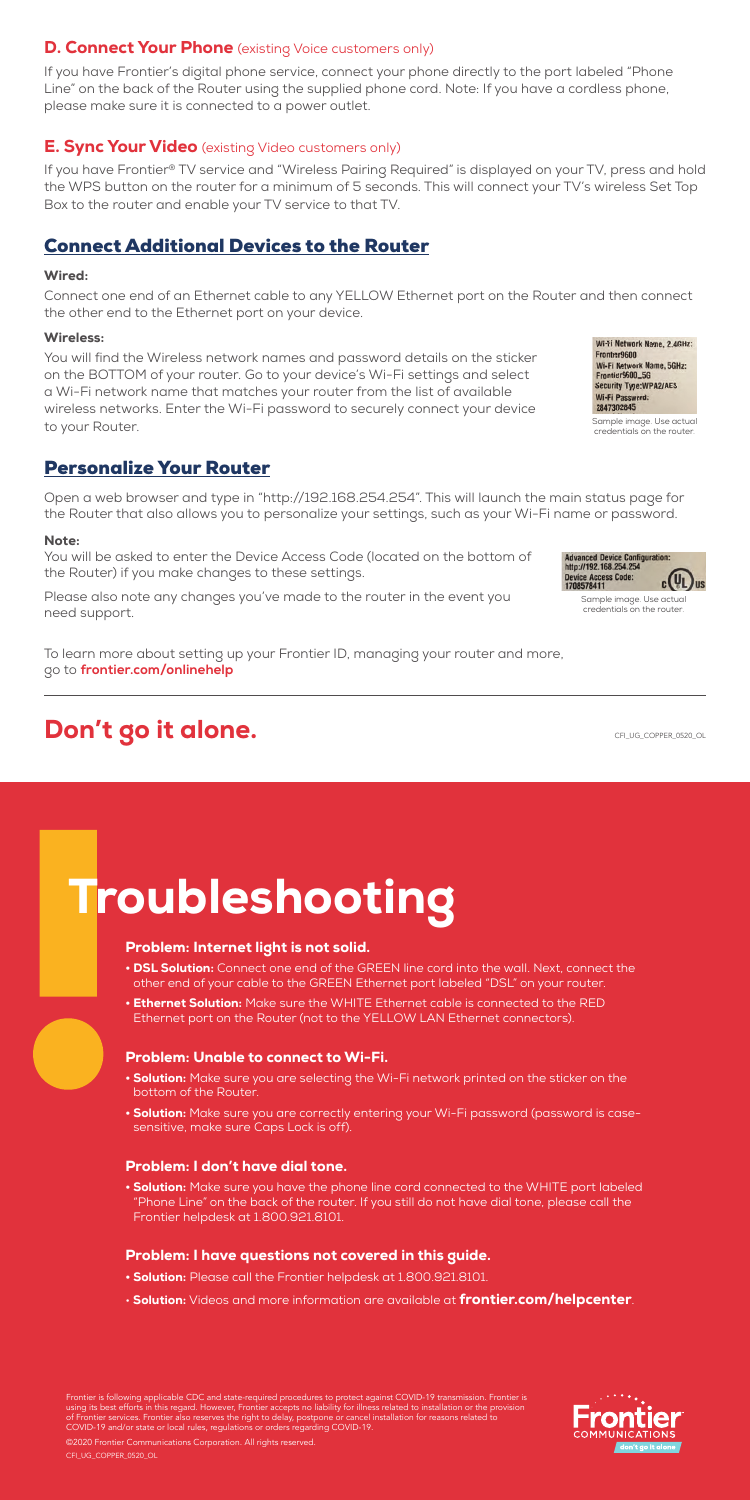## D. Connect Your Phone (existing Voice customers only)

If you have Frontier's digital phone service, connect your phone directly to the port labeled "Phone Line" on the back of the Router using the supplied phone cord. Note: If you have a cordless phone, please make sure it is connected to a power outlet.

## E. Sync Your Video (existing Video customers only)

If you have Frontier® TV service and "Wireless Pairing Required" is displayed on your TV, press and hold the WPS button on the router for a minimum of 5 seconds. This will connect your TV's wireless Set Top Box to the router and enable your TV service to that TV.

## Connect Additional Devices to the Router

**Wired:**

Connect one end of an Ethernet cable to any YELLOW Ethernet port on the Router and then connect the other end to the Ethernet port on your device.

**Wireless:**

You will find the Wireless network names and password details on the sticker on the BOTTOM of your router. Go to your device's Wi-Fi settings and select a Wi-Fi network name that matches your router from the list of available wireless networks. Enter the Wi-Fi password to securely connect your device to your Router.

Wi-Fi Network Name, 2.4GHz: Frontier9600
Wi-Fi Network Name, 5GHz: Frontier9600_5G
Security Type:WPA2/AES
Wi-Fi Password: 2847302845

Sample image. Use actual credentials on the router.

## Personalize Your Router

Open a web browser and type in "http://192.168.254.254". This will launch the main status page for the Router that also allows you to personalize your settings, such as your Wi-Fi name or password.

**Note:**

You will be asked to enter the Device Access Code (located on the bottom of the Router) if you make changes to these settings.

Please also note any changes you've made to the router in the event you need support.

Advanced Device Configuration: http://192.168.254.254
Device Access Code: 1708578411

Sample image. Use actual credentials on the router.

To learn more about setting up your Frontier ID, managing your router and more, go to **frontier.com/onlinehelp**

# Don't go it alone.

CFI_UG_COPPER_0520_OL

# Troubleshooting

### Problem: Internet light is not solid.

- **DSL Solution:** Connect one end of the GREEN line cord into the wall. Next, connect the other end of your cable to the GREEN Ethernet port labeled "DSL" on your router.
- **Ethernet Solution:** Make sure the WHITE Ethernet cable is connected to the RED Ethernet port on the Router (not to the YELLOW LAN Ethernet connectors).

### Problem: Unable to connect to Wi-Fi.

- **Solution:** Make sure you are selecting the Wi-Fi network printed on the sticker on the bottom of the Router.
- **Solution:** Make sure you are correctly entering your Wi-Fi password (password is case-sensitive, make sure Caps Lock is off).

### Problem: I don't have dial tone.

- **Solution:** Make sure you have the phone line cord connected to the WHITE port labeled "Phone Line" on the back of the router. If you still do not have dial tone, please call the Frontier helpdesk at 1.800.921.8101.

### Problem: I have questions not covered in this guide.

- **Solution:** Please call the Frontier helpdesk at 1.800.921.8101.
- **Solution:** Videos and more information are available at **frontier.com/helpcenter**.

Frontier is following applicable CDC and state-required procedures to protect against COVID-19 transmission. Frontier is using its best efforts in this regard. However, Frontier accepts no liability for illness related to installation or the provision of Frontier services. Frontier also reserves the right to delay, postpone or cancel installation for reasons related to COVID-19 and/or state or local rules, regulations or orders regarding COVID-19.

©2020 Frontier Communications Corporation. All rights reserved.
CFI_UG_COPPER_0520_OL

Frontier COMMUNICATIONS don't go it alone